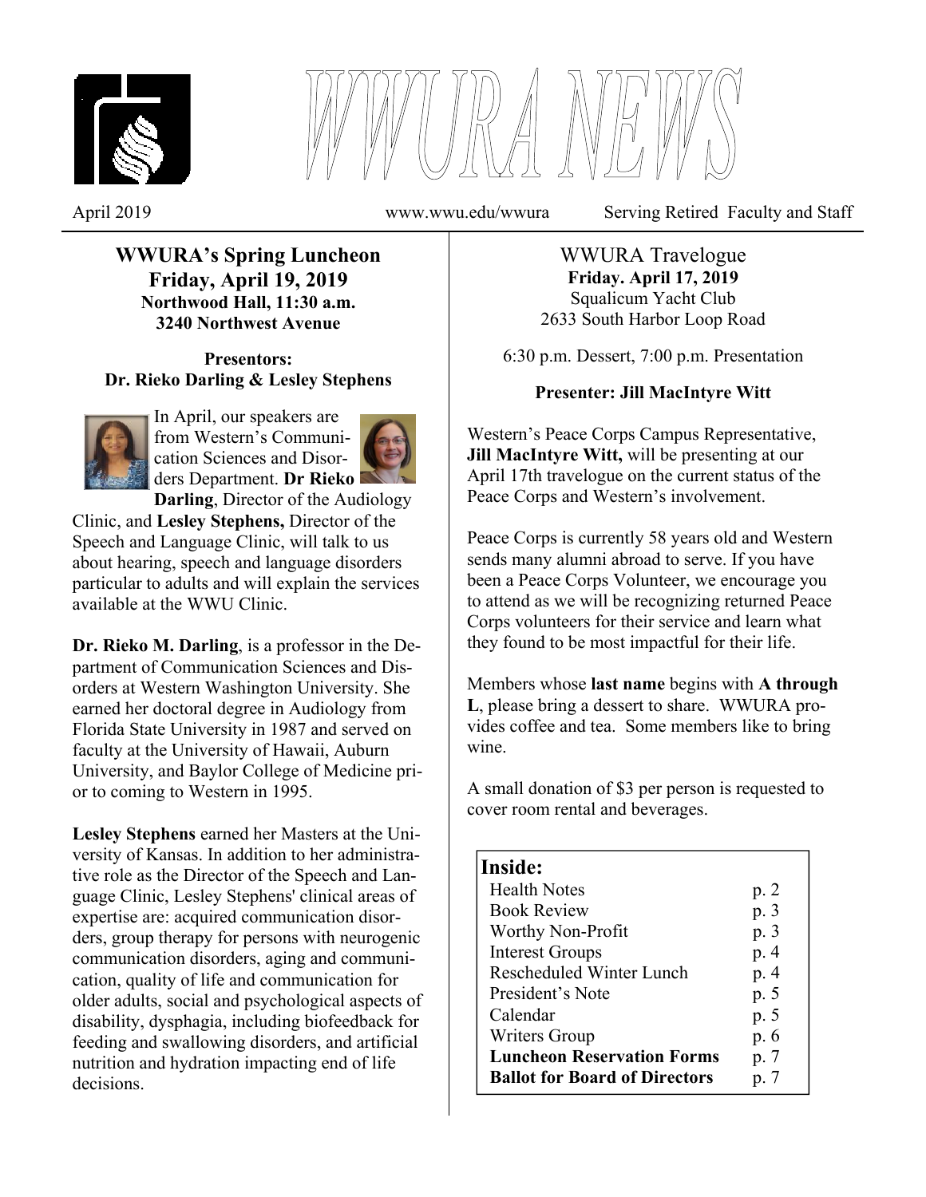# WWURA NEWS

April 2019 www.wwu.edu/wwura Serving Retired Faculty and Staff

## WWURA's Spring Luncheon

**Friday, April 19, 2019**

**Northwood Hall, 11:30 a.m.**

**3240 Northwest Avenue**

**Presentors:**
**Dr. Rieko Darling & Lesley Stephens**

In April, our speakers are from Western's Communication Sciences and Disorders Department. **Dr Rieko Darling**, Director of the Audiology Clinic, and **Lesley Stephens,** Director of the Speech and Language Clinic, will talk to us about hearing, speech and language disorders particular to adults and will explain the services available at the WWU Clinic.

**Dr. Rieko M. Darling**, is a professor in the Department of Communication Sciences and Disorders at Western Washington University. She earned her doctoral degree in Audiology from Florida State University in 1987 and served on faculty at the University of Hawaii, Auburn University, and Baylor College of Medicine prior to coming to Western in 1995.

**Lesley Stephens** earned her Masters at the University of Kansas. In addition to her administrative role as the Director of the Speech and Language Clinic, Lesley Stephens' clinical areas of expertise are: acquired communication disorders, group therapy for persons with neurogenic communication disorders, aging and communication, quality of life and communication for older adults, social and psychological aspects of disability, dysphagia, including biofeedback for feeding and swallowing disorders, and artificial nutrition and hydration impacting end of life decisions.

## WWURA Travelogue

**Friday. April 17, 2019**

Squalicum Yacht Club

2633 South Harbor Loop Road

6:30 p.m. Dessert, 7:00 p.m. Presentation

**Presenter: Jill MacIntyre Witt**

Western's Peace Corps Campus Representative, **Jill MacIntyre Witt,** will be presenting at our April 17th travelogue on the current status of the Peace Corps and Western's involvement.

Peace Corps is currently 58 years old and Western sends many alumni abroad to serve. If you have been a Peace Corps Volunteer, we encourage you to attend as we will be recognizing returned Peace Corps volunteers for their service and learn what they found to be most impactful for their life.

Members whose **last name** begins with **A through L**, please bring a dessert to share. WWURA provides coffee and tea. Some members like to bring wine.

A small donation of $3 per person is requested to cover room rental and beverages.

**Inside:**

| | |
|---|---|
| Health Notes | p. 2 |
| Book Review | p. 3 |
| Worthy Non-Profit | p. 3 |
| Interest Groups | p. 4 |
| Rescheduled Winter Lunch | p. 4 |
| President's Note | p. 5 |
| Calendar | p. 5 |
| Writers Group | p. 6 |
| **Luncheon Reservation Forms** | p. 7 |
| **Ballot for Board of Directors** | p. 7 |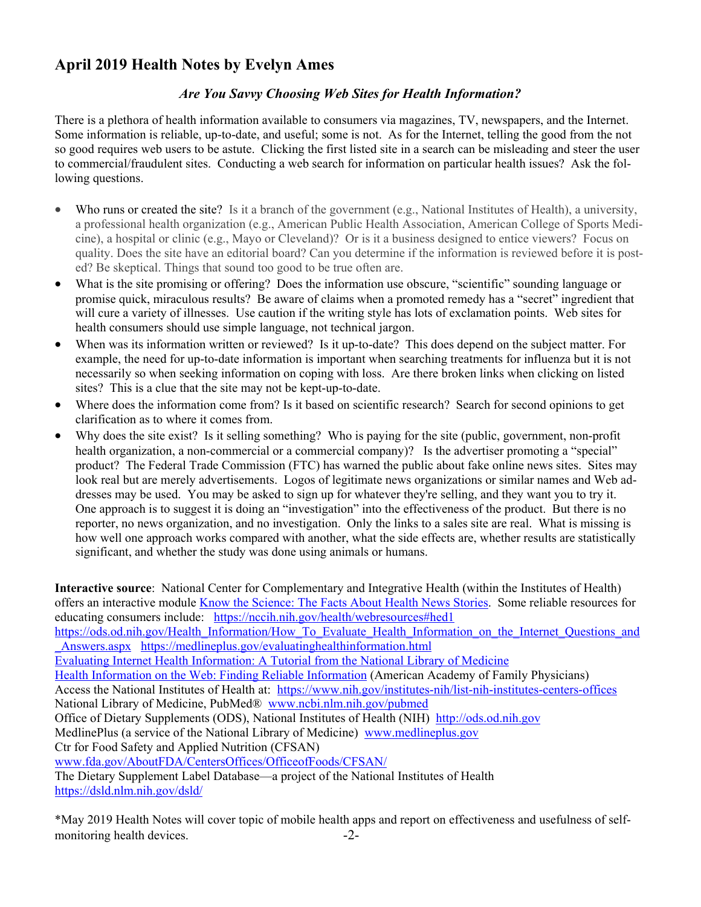## April 2019 Health Notes by Evelyn Ames

### *Are You Savvy Choosing Web Sites for Health Information?*

There is a plethora of health information available to consumers via magazines, TV, newspapers, and the Internet. Some information is reliable, up-to-date, and useful; some is not. As for the Internet, telling the good from the not so good requires web users to be astute. Clicking the first listed site in a search can be misleading and steer the user to commercial/fraudulent sites. Conducting a web search for information on particular health issues? Ask the following questions.

- Who runs or created the site? Is it a branch of the government (e.g., National Institutes of Health), a university, a professional health organization (e.g., American Public Health Association, American College of Sports Medicine), a hospital or clinic (e.g., Mayo or Cleveland)? Or is it a business designed to entice viewers? Focus on quality. Does the site have an editorial board? Can you determine if the information is reviewed before it is posted? Be skeptical. Things that sound too good to be true often are.
- What is the site promising or offering? Does the information use obscure, "scientific" sounding language or promise quick, miraculous results? Be aware of claims when a promoted remedy has a "secret" ingredient that will cure a variety of illnesses. Use caution if the writing style has lots of exclamation points. Web sites for health consumers should use simple language, not technical jargon.
- When was its information written or reviewed? Is it up-to-date? This does depend on the subject matter. For example, the need for up-to-date information is important when searching treatments for influenza but it is not necessarily so when seeking information on coping with loss. Are there broken links when clicking on listed sites? This is a clue that the site may not be kept-up-to-date.
- Where does the information come from? Is it based on scientific research? Search for second opinions to get clarification as to where it comes from.
- Why does the site exist? Is it selling something? Who is paying for the site (public, government, non-profit health organization, a non-commercial or a commercial company)? Is the advertiser promoting a "special" product? The Federal Trade Commission (FTC) has warned the public about fake online news sites. Sites may look real but are merely advertisements. Logos of legitimate news organizations or similar names and Web addresses may be used. You may be asked to sign up for whatever they're selling, and they want you to try it. One approach is to suggest it is doing an "investigation" into the effectiveness of the product. But there is no reporter, no news organization, and no investigation. Only the links to a sales site are real. What is missing is how well one approach works compared with another, what the side effects are, whether results are statistically significant, and whether the study was done using animals or humans.

**Interactive source**: National Center for Complementary and Integrative Health (within the Institutes of Health) offers an interactive module Know the Science: The Facts About Health News Stories. Some reliable resources for educating consumers include: https://nccih.nih.gov/health/webresources#hed1
https://ods.od.nih.gov/Health_Information/How_To_Evaluate_Health_Information_on_the_Internet_Questions_and_Answers.aspx https://medlineplus.gov/evaluatinghealthinformation.html
Evaluating Internet Health Information: A Tutorial from the National Library of Medicine
Health Information on the Web: Finding Reliable Information (American Academy of Family Physicians)
Access the National Institutes of Health at: https://www.nih.gov/institutes-nih/list-nih-institutes-centers-offices
National Library of Medicine, PubMed® www.ncbi.nlm.nih.gov/pubmed
Office of Dietary Supplements (ODS), National Institutes of Health (NIH) http://ods.od.nih.gov
MedlinePlus (a service of the National Library of Medicine) www.medlineplus.gov
Ctr for Food Safety and Applied Nutrition (CFSAN)
www.fda.gov/AboutFDA/CentersOffices/OfficeofFoods/CFSAN/
The Dietary Supplement Label Database—a project of the National Institutes of Health
https://dsld.nlm.nih.gov/dsld/

*May 2019 Health Notes will cover topic of mobile health apps and report on effectiveness and usefulness of self-monitoring health devices.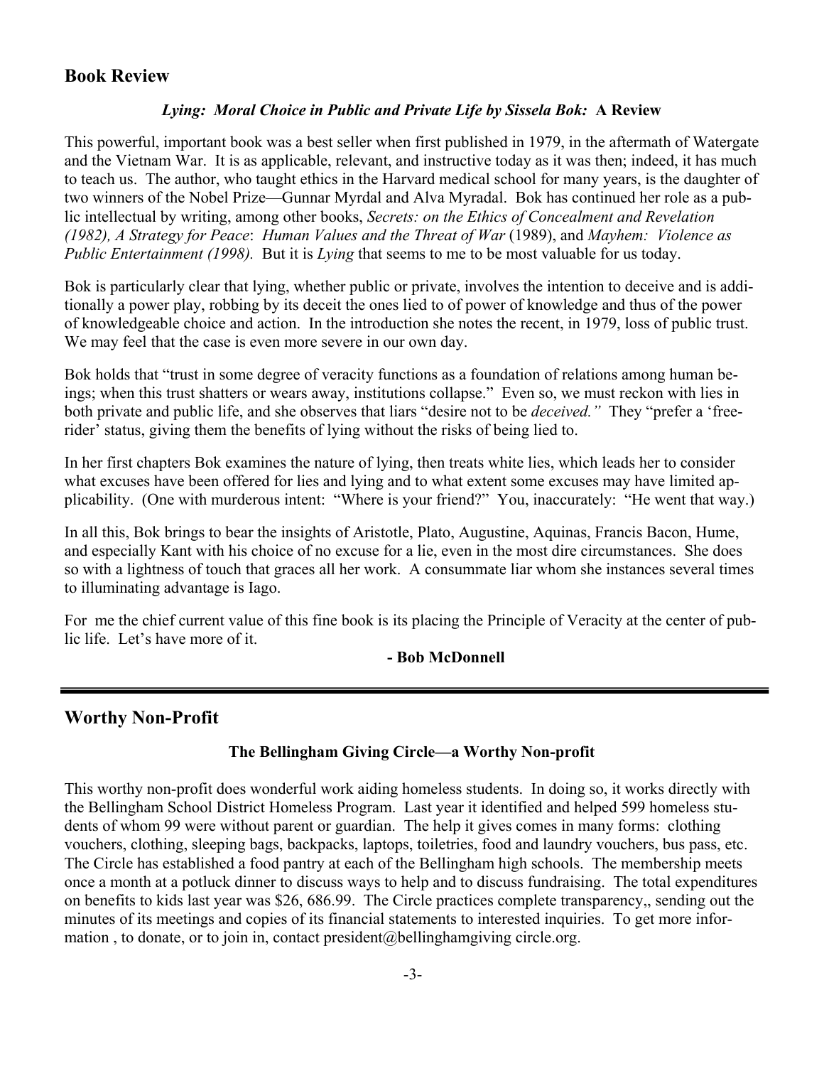## Book Review

***Lying: Moral Choice in Public and Private Life by Sissela Bok:* A Review**

This powerful, important book was a best seller when first published in 1979, in the aftermath of Watergate and the Vietnam War. It is as applicable, relevant, and instructive today as it was then; indeed, it has much to teach us. The author, who taught ethics in the Harvard medical school for many years, is the daughter of two winners of the Nobel Prize—Gunnar Myrdal and Alva Myradal. Bok has continued her role as a public intellectual by writing, among other books, *Secrets: on the Ethics of Concealment and Revelation (1982), A Strategy for Peace*: *Human Values and the Threat of War* (1989), and *Mayhem: Violence as Public Entertainment (1998).* But it is *Lying* that seems to me to be most valuable for us today.

Bok is particularly clear that lying, whether public or private, involves the intention to deceive and is additionally a power play, robbing by its deceit the ones lied to of power of knowledge and thus of the power of knowledgeable choice and action. In the introduction she notes the recent, in 1979, loss of public trust. We may feel that the case is even more severe in our own day.

Bok holds that "trust in some degree of veracity functions as a foundation of relations among human beings; when this trust shatters or wears away, institutions collapse." Even so, we must reckon with lies in both private and public life, and she observes that liars "desire not to be *deceived."* They "prefer a 'free-rider' status, giving them the benefits of lying without the risks of being lied to.

In her first chapters Bok examines the nature of lying, then treats white lies, which leads her to consider what excuses have been offered for lies and lying and to what extent some excuses may have limited applicability. (One with murderous intent: "Where is your friend?" You, inaccurately: "He went that way.)

In all this, Bok brings to bear the insights of Aristotle, Plato, Augustine, Aquinas, Francis Bacon, Hume, and especially Kant with his choice of no excuse for a lie, even in the most dire circumstances. She does so with a lightness of touch that graces all her work. A consummate liar whom she instances several times to illuminating advantage is Iago.

For me the chief current value of this fine book is its placing the Principle of Veracity at the center of public life. Let's have more of it.

**- Bob McDonnell**

---

## Worthy Non-Profit

**The Bellingham Giving Circle—a Worthy Non-profit**

This worthy non-profit does wonderful work aiding homeless students. In doing so, it works directly with the Bellingham School District Homeless Program. Last year it identified and helped 599 homeless students of whom 99 were without parent or guardian. The help it gives comes in many forms: clothing vouchers, clothing, sleeping bags, backpacks, laptops, toiletries, food and laundry vouchers, bus pass, etc. The Circle has established a food pantry at each of the Bellingham high schools. The membership meets once a month at a potluck dinner to discuss ways to help and to discuss fundraising. The total expenditures on benefits to kids last year was $26, 686.99. The Circle practices complete transparency,, sending out the minutes of its meetings and copies of its financial statements to interested inquiries. To get more information , to donate, or to join in, contact president@bellinghamgiving circle.org.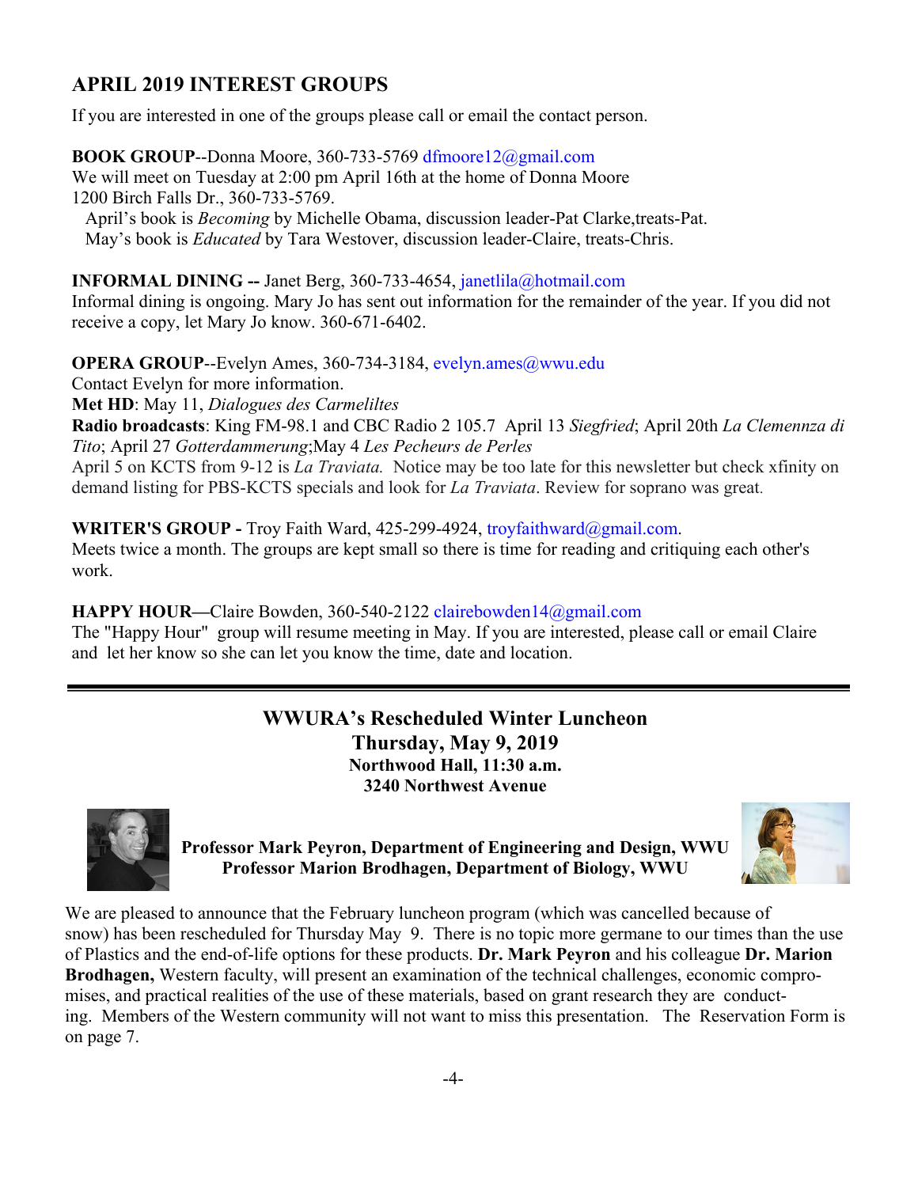## APRIL 2019 INTEREST GROUPS

If you are interested in one of the groups please call or email the contact person.

**BOOK GROUP**--Donna Moore, 360-733-5769 dfmoore12@gmail.com
We will meet on Tuesday at 2:00 pm April 16th at the home of Donna Moore
1200 Birch Falls Dr., 360-733-5769.
April's book is *Becoming* by Michelle Obama, discussion leader-Pat Clarke,treats-Pat.
May's book is *Educated* by Tara Westover, discussion leader-Claire, treats-Chris.

**INFORMAL DINING --** Janet Berg, 360-733-4654, janetlila@hotmail.com
Informal dining is ongoing. Mary Jo has sent out information for the remainder of the year. If you did not receive a copy, let Mary Jo know. 360-671-6402.

**OPERA GROUP**--Evelyn Ames, 360-734-3184, evelyn.ames@wwu.edu
Contact Evelyn for more information.
**Met HD**: May 11, *Dialogues des Carmeliltes*
**Radio broadcasts**: King FM-98.1 and CBC Radio 2 105.7 April 13 *Siegfried*; April 20th *La Clemennza di Tito*; April 27 *Gotterdammerung*;May 4 *Les Pecheurs de Perles*
April 5 on KCTS from 9-12 is *La Traviata.* Notice may be too late for this newsletter but check xfinity on demand listing for PBS-KCTS specials and look for *La Traviata*. Review for soprano was great.

**WRITER'S GROUP -** Troy Faith Ward, 425-299-4924, troyfaithward@gmail.com.
Meets twice a month. The groups are kept small so there is time for reading and critiquing each other's work.

**HAPPY HOUR—**Claire Bowden, 360-540-2122 clairebowden14@gmail.com
The "Happy Hour" group will resume meeting in May. If you are interested, please call or email Claire and let her know so she can let you know the time, date and location.

---

## WWURA's Rescheduled Winter Luncheon
### Thursday, May 9, 2019
**Northwood Hall, 11:30 a.m.**
**3240 Northwest Avenue**

**Professor Mark Peyron, Department of Engineering and Design, WWU**
**Professor Marion Brodhagen, Department of Biology, WWU**

We are pleased to announce that the February luncheon program (which was cancelled because of snow) has been rescheduled for Thursday May 9. There is no topic more germane to our times than the use of Plastics and the end-of-life options for these products. **Dr. Mark Peyron** and his colleague **Dr. Marion Brodhagen,** Western faculty, will present an examination of the technical challenges, economic compromises, and practical realities of the use of these materials, based on grant research they are conducting. Members of the Western community will not want to miss this presentation. The Reservation Form is on page 7.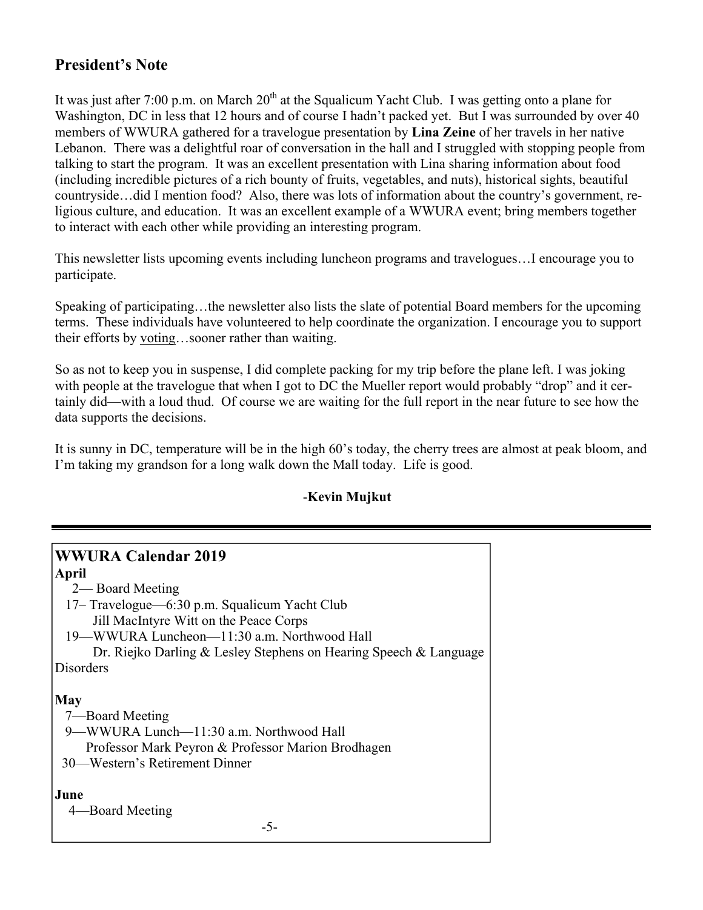## President's Note

It was just after 7:00 p.m. on March 20th at the Squalicum Yacht Club. I was getting onto a plane for Washington, DC in less that 12 hours and of course I hadn't packed yet. But I was surrounded by over 40 members of WWURA gathered for a travelogue presentation by **Lina Zeine** of her travels in her native Lebanon. There was a delightful roar of conversation in the hall and I struggled with stopping people from talking to start the program. It was an excellent presentation with Lina sharing information about food (including incredible pictures of a rich bounty of fruits, vegetables, and nuts), historical sights, beautiful countryside…did I mention food? Also, there was lots of information about the country's government, religious culture, and education. It was an excellent example of a WWURA event; bring members together to interact with each other while providing an interesting program.

This newsletter lists upcoming events including luncheon programs and travelogues…I encourage you to participate.

Speaking of participating…the newsletter also lists the slate of potential Board members for the upcoming terms. These individuals have volunteered to help coordinate the organization. I encourage you to support their efforts by voting…sooner rather than waiting.

So as not to keep you in suspense, I did complete packing for my trip before the plane left. I was joking with people at the travelogue that when I got to DC the Mueller report would probably "drop" and it certainly did—with a loud thud. Of course we are waiting for the full report in the near future to see how the data supports the decisions.

It is sunny in DC, temperature will be in the high 60's today, the cherry trees are almost at peak bloom, and I'm taking my grandson for a long walk down the Mall today. Life is good.

-**Kevin Mujkut**

---

## WWURA Calendar 2019

**April**

2— Board Meeting
17– Travelogue—6:30 p.m. Squalicum Yacht Club
Jill MacIntyre Witt on the Peace Corps
19—WWURA Luncheon—11:30 a.m. Northwood Hall
Dr. Riejko Darling & Lesley Stephens on Hearing Speech & Language Disorders

**May**

7—Board Meeting
9—WWURA Lunch—11:30 a.m. Northwood Hall
Professor Mark Peyron & Professor Marion Brodhagen
30—Western's Retirement Dinner

**June**

4—Board Meeting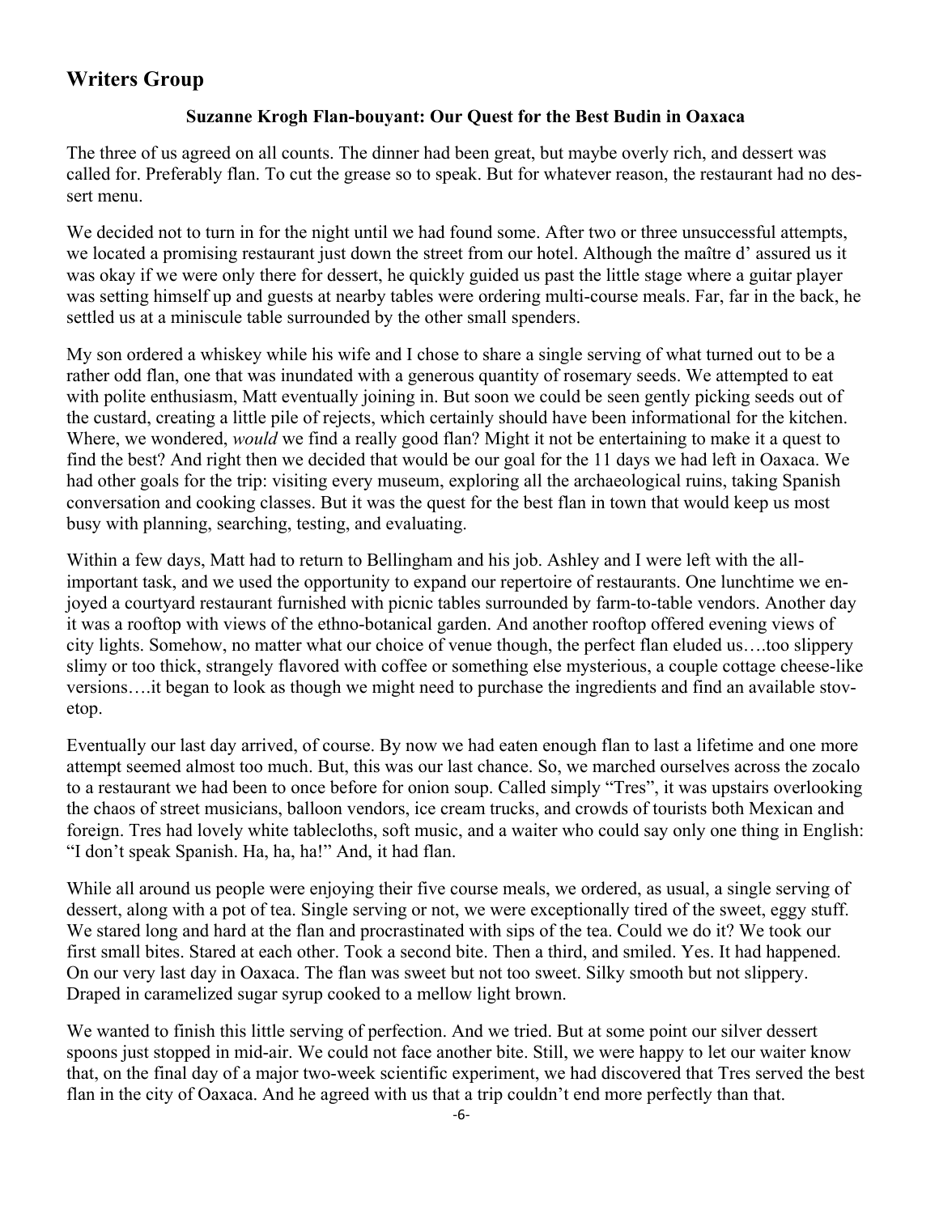## Writers Group

**Suzanne Krogh Flan-bouyant: Our Quest for the Best Budin in Oaxaca**

The three of us agreed on all counts. The dinner had been great, but maybe overly rich, and dessert was called for. Preferably flan. To cut the grease so to speak. But for whatever reason, the restaurant had no dessert menu.

We decided not to turn in for the night until we had found some. After two or three unsuccessful attempts, we located a promising restaurant just down the street from our hotel. Although the maître d' assured us it was okay if we were only there for dessert, he quickly guided us past the little stage where a guitar player was setting himself up and guests at nearby tables were ordering multi-course meals. Far, far in the back, he settled us at a miniscule table surrounded by the other small spenders.

My son ordered a whiskey while his wife and I chose to share a single serving of what turned out to be a rather odd flan, one that was inundated with a generous quantity of rosemary seeds. We attempted to eat with polite enthusiasm, Matt eventually joining in. But soon we could be seen gently picking seeds out of the custard, creating a little pile of rejects, which certainly should have been informational for the kitchen. Where, we wondered, *would* we find a really good flan? Might it not be entertaining to make it a quest to find the best? And right then we decided that would be our goal for the 11 days we had left in Oaxaca. We had other goals for the trip: visiting every museum, exploring all the archaeological ruins, taking Spanish conversation and cooking classes. But it was the quest for the best flan in town that would keep us most busy with planning, searching, testing, and evaluating.

Within a few days, Matt had to return to Bellingham and his job. Ashley and I were left with the all-important task, and we used the opportunity to expand our repertoire of restaurants. One lunchtime we enjoyed a courtyard restaurant furnished with picnic tables surrounded by farm-to-table vendors. Another day it was a rooftop with views of the ethno-botanical garden. And another rooftop offered evening views of city lights. Somehow, no matter what our choice of venue though, the perfect flan eluded us….too slippery slimy or too thick, strangely flavored with coffee or something else mysterious, a couple cottage cheese-like versions….it began to look as though we might need to purchase the ingredients and find an available stovetop.

Eventually our last day arrived, of course. By now we had eaten enough flan to last a lifetime and one more attempt seemed almost too much. But, this was our last chance. So, we marched ourselves across the zocalo to a restaurant we had been to once before for onion soup. Called simply "Tres", it was upstairs overlooking the chaos of street musicians, balloon vendors, ice cream trucks, and crowds of tourists both Mexican and foreign. Tres had lovely white tablecloths, soft music, and a waiter who could say only one thing in English: "I don't speak Spanish. Ha, ha, ha!" And, it had flan.

While all around us people were enjoying their five course meals, we ordered, as usual, a single serving of dessert, along with a pot of tea. Single serving or not, we were exceptionally tired of the sweet, eggy stuff. We stared long and hard at the flan and procrastinated with sips of the tea. Could we do it? We took our first small bites. Stared at each other. Took a second bite. Then a third, and smiled. Yes. It had happened. On our very last day in Oaxaca. The flan was sweet but not too sweet. Silky smooth but not slippery. Draped in caramelized sugar syrup cooked to a mellow light brown.

We wanted to finish this little serving of perfection. And we tried. But at some point our silver dessert spoons just stopped in mid-air. We could not face another bite. Still, we were happy to let our waiter know that, on the final day of a major two-week scientific experiment, we had discovered that Tres served the best flan in the city of Oaxaca. And he agreed with us that a trip couldn't end more perfectly than that.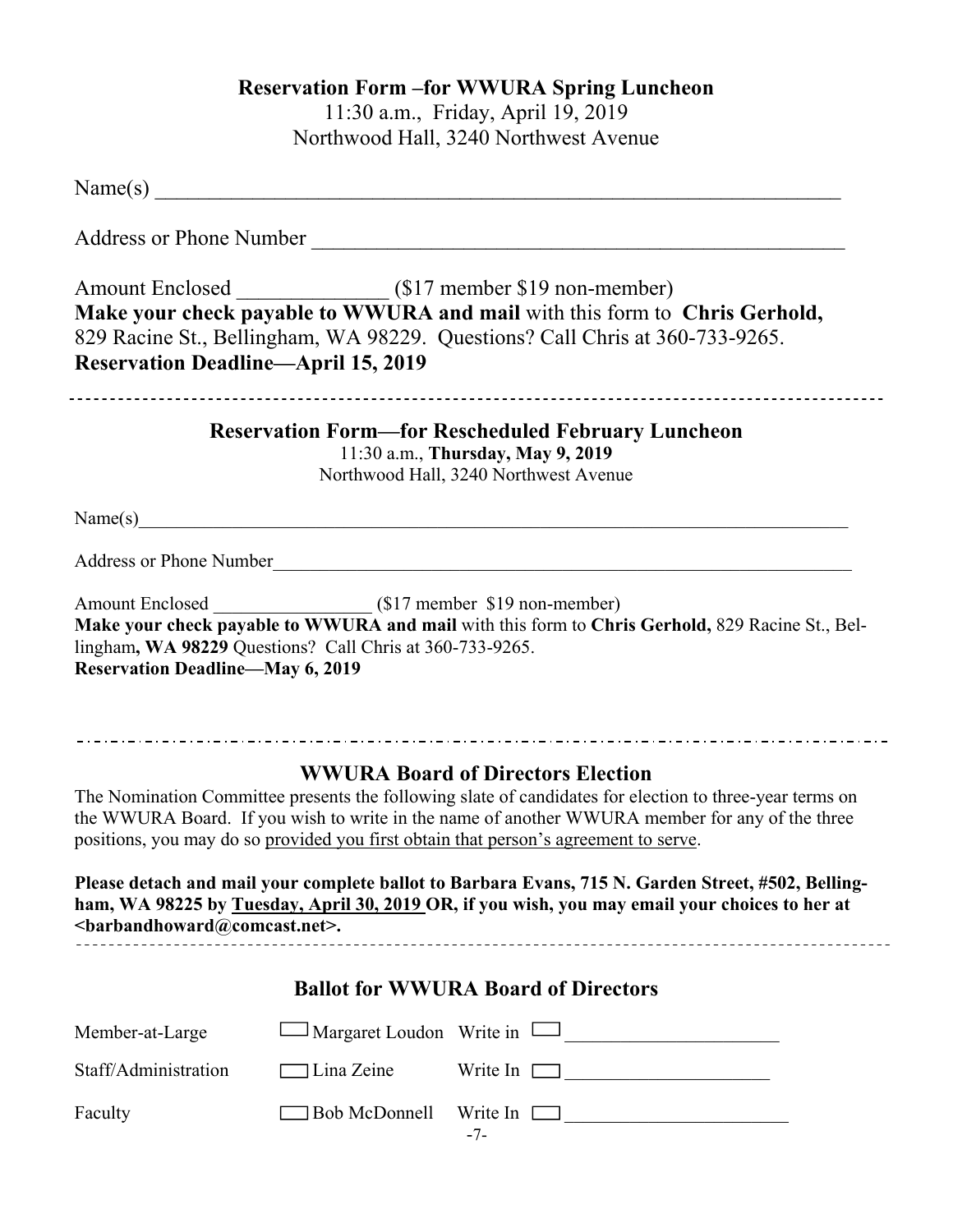**Reservation Form –for WWURA Spring Luncheon**
11:30 a.m., Friday, April 19, 2019
Northwood Hall, 3240 Northwest Avenue

Name(s) ___________________________________________________________________

Address or Phone Number _________________________________________________

Amount Enclosed ______________ ($17 member $19 non-member)
**Make your check payable to WWURA and mail** with this form to **Chris Gerhold,** 829 Racine St., Bellingham, WA 98229. Questions? Call Chris at 360-733-9265.
**Reservation Deadline—April 15, 2019**

---

**Reservation Form—for Rescheduled February Luncheon**
11:30 a.m., **Thursday, May 9, 2019**
Northwood Hall, 3240 Northwest Avenue

Name(s)___________________________________________________________________________

Address or Phone Number_________________________________________________________________

Amount Enclosed _________________ ($17 member $19 non-member)
**Make your check payable to WWURA and mail** with this form to **Chris Gerhold,** 829 Racine St., Bellingham**, WA 98229** Questions? Call Chris at 360-733-9265.
**Reservation Deadline—May 6, 2019**

---

## WWURA Board of Directors Election

The Nomination Committee presents the following slate of candidates for election to three-year terms on the WWURA Board. If you wish to write in the name of another WWURA member for any of the three positions, you may do so provided you first obtain that person's agreement to serve.

**Please detach and mail your complete ballot to Barbara Evans, 715 N. Garden Street, #502, Bellingham, WA 98225 by Tuesday, April 30, 2019 OR, if you wish, you may email your choices to her at <barbandhoward@comcast.net>.**

---

## Ballot for WWURA Board of Directors

| | | |
|---|---|---|
| Member-at-Large | ☐ Margaret Loudon | Write in ☐ ______________________ |
| Staff/Administration | ☐ Lina Zeine | Write In ☐ ______________________ |
| Faculty | ☐ Bob McDonnell | Write In ☐ ______________________ |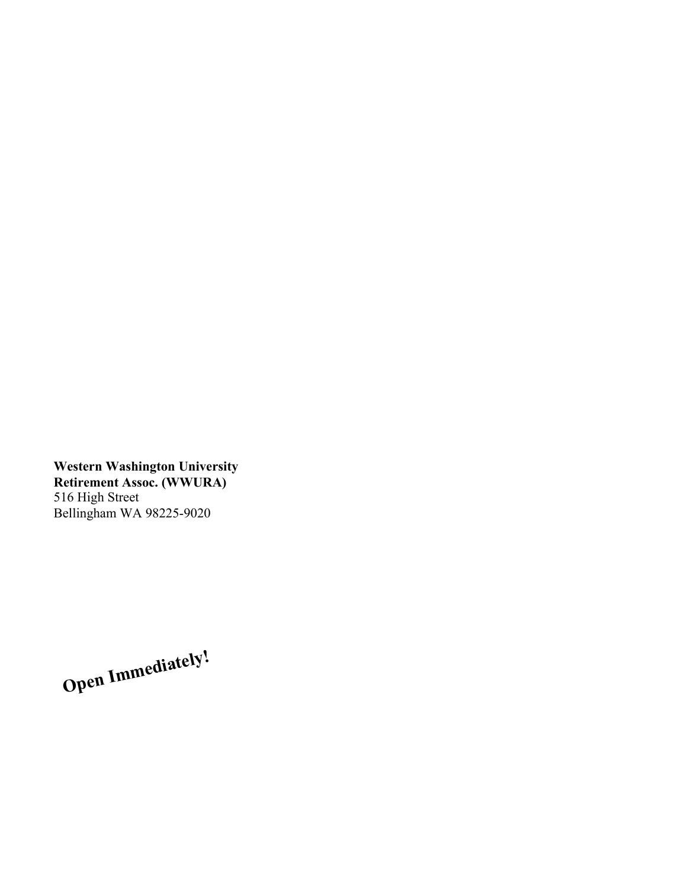**Western Washington University**
**Retirement Assoc. (WWURA)**
516 High Street
Bellingham WA 98225-9020

**Open Immediately!**